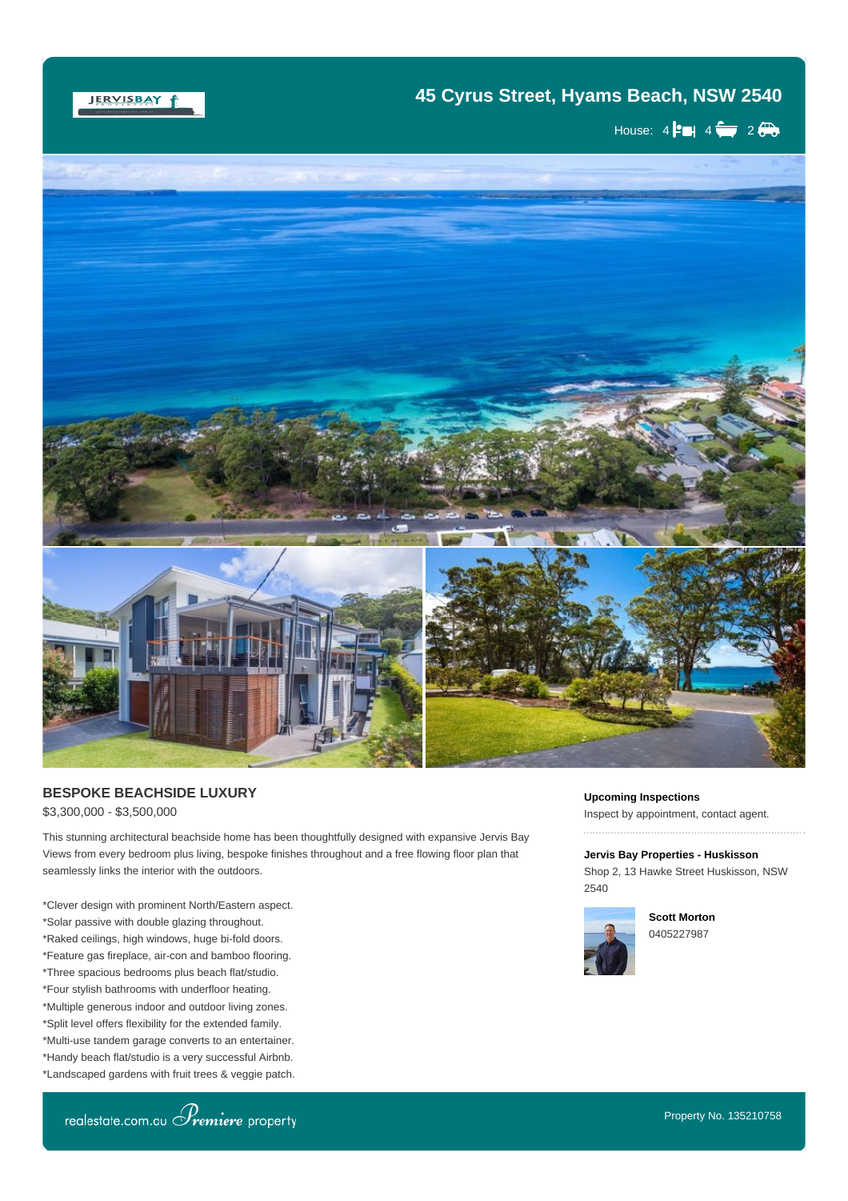# 45 Cyrus Street, Hyams Beach, NSW 2540

House: 4 4 2

## BESPOKE BEACHSIDE LUXURY

$3,300,000 - $3,500,000

This stunning architectural beachside home has been thoughtfully designed with expansive Jervis Bay Views from every bedroom plus living, bespoke finishes throughout and a free flowing floor plan that seamlessly links the interior with the outdoors.

*Clever design with prominent North/Eastern aspect.
*Solar passive with double glazing throughout.
*Raked ceilings, high windows, huge bi-fold doors.
*Feature gas fireplace, air-con and bamboo flooring.
*Three spacious bedrooms plus beach flat/studio.
*Four stylish bathrooms with underfloor heating.
*Multiple generous indoor and outdoor living zones.
*Split level offers flexibility for the extended family.
*Multi-use tandem garage converts to an entertainer.
*Handy beach flat/studio is a very successful Airbnb.
*Landscaped gardens with fruit trees & veggie patch.

**Upcoming Inspections**

Inspect by appointment, contact agent.

**Jervis Bay Properties - Huskisson**

Shop 2, 13 Hawke Street Huskisson, NSW 2540

**Scott Morton**

0405227987

realestate.com.au Premiere property

Property No. 135210758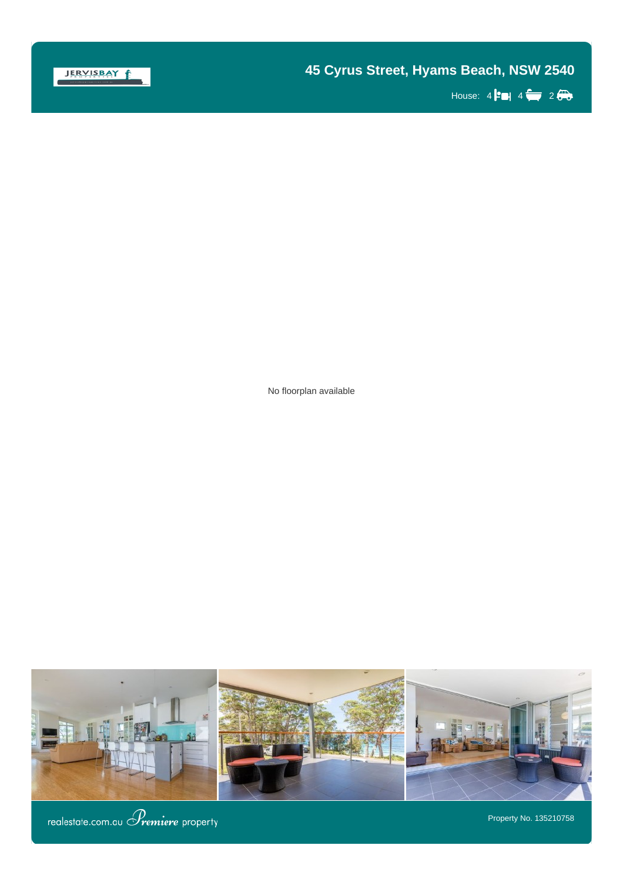# 45 Cyrus Street, Hyams Beach, NSW 2540

House: 4 4 2

No floorplan available

realestate.com.au Premiere property

Property No. 135210758